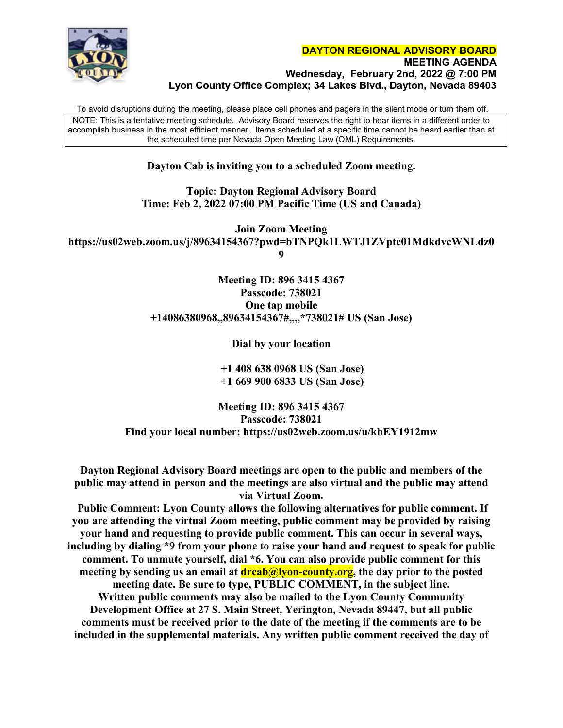**DAYTON REGIONAL ADVISORY BOARD**
**MEETING AGENDA**
**Wednesday, February 2nd, 2022 @ 7:00 PM**
**Lyon County Office Complex; 34 Lakes Blvd., Dayton, Nevada 89403**

To avoid disruptions during the meeting, please place cell phones and pagers in the silent mode or turn them off.

NOTE: This is a tentative meeting schedule. Advisory Board reserves the right to hear items in a different order to accomplish business in the most efficient manner. Items scheduled at a specific time cannot be heard earlier than at the scheduled time per Nevada Open Meeting Law (OML) Requirements.

**Dayton Cab is inviting you to a scheduled Zoom meeting.**

**Topic: Dayton Regional Advisory Board**
**Time: Feb 2, 2022 07:00 PM Pacific Time (US and Canada)**

**Join Zoom Meeting**
**https://us02web.zoom.us/j/89634154367?pwd=bTNPQk1LWTJ1ZVptc01MdkdvcWNLdz09**

**Meeting ID: 896 3415 4367**
**Passcode: 738021**
**One tap mobile**
**+14086380968,,89634154367#,,,,*738021# US (San Jose)**

**Dial by your location**

**+1 408 638 0968 US (San Jose)**
**+1 669 900 6833 US (San Jose)**

**Meeting ID: 896 3415 4367**
**Passcode: 738021**
**Find your local number: https://us02web.zoom.us/u/kbEY1912mw**

**Dayton Regional Advisory Board meetings are open to the public and members of the public may attend in person and the meetings are also virtual and the public may attend via Virtual Zoom.**

**Public Comment: Lyon County allows the following alternatives for public comment. If you are attending the virtual Zoom meeting, public comment may be provided by raising your hand and requesting to provide public comment. This can occur in several ways, including by dialing *9 from your phone to raise your hand and request to speak for public comment. To unmute yourself, dial *6. You can also provide public comment for this meeting by sending us an email at drcab@lyon-county.org, the day prior to the posted meeting date. Be sure to type, PUBLIC COMMENT, in the subject line. Written public comments may also be mailed to the Lyon County Community Development Office at 27 S. Main Street, Yerington, Nevada 89447, but all public comments must be received prior to the date of the meeting if the comments are to be included in the supplemental materials. Any written public comment received the day of**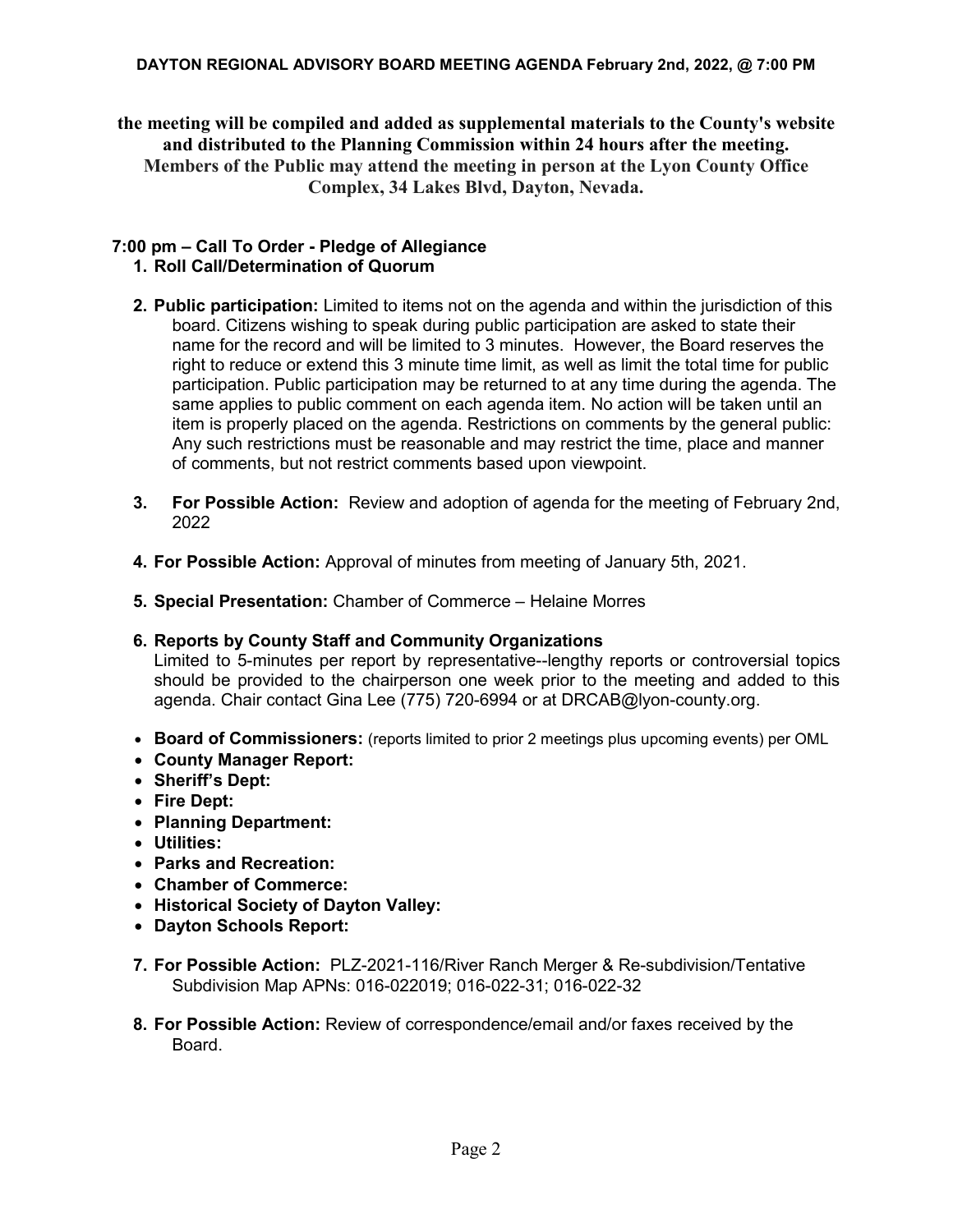**the meeting will be compiled and added as supplemental materials to the County's website and distributed to the Planning Commission within 24 hours after the meeting.**
**Members of the Public may attend the meeting in person at the Lyon County Office Complex, 34 Lakes Blvd, Dayton, Nevada.**

**7:00 pm – Call To Order - Pledge of Allegiance**

1. **Roll Call/Determination of Quorum**

2. **Public participation:** Limited to items not on the agenda and within the jurisdiction of this board. Citizens wishing to speak during public participation are asked to state their name for the record and will be limited to 3 minutes. However, the Board reserves the right to reduce or extend this 3 minute time limit, as well as limit the total time for public participation. Public participation may be returned to at any time during the agenda. The same applies to public comment on each agenda item. No action will be taken until an item is properly placed on the agenda. Restrictions on comments by the general public: Any such restrictions must be reasonable and may restrict the time, place and manner of comments, but not restrict comments based upon viewpoint.

3. **For Possible Action:** Review and adoption of agenda for the meeting of February 2nd, 2022

4. **For Possible Action:** Approval of minutes from meeting of January 5th, 2021.

5. **Special Presentation:** Chamber of Commerce – Helaine Morres

6. **Reports by County Staff and Community Organizations**
   Limited to 5-minutes per report by representative--lengthy reports or controversial topics should be provided to the chairperson one week prior to the meeting and added to this agenda. Chair contact Gina Lee (775) 720-6994 or at DRCAB@lyon-county.org.

- **Board of Commissioners:** (reports limited to prior 2 meetings plus upcoming events) per OML
- **County Manager Report:**
- **Sheriff's Dept:**
- **Fire Dept:**
- **Planning Department:**
- **Utilities:**
- **Parks and Recreation:**
- **Chamber of Commerce:**
- **Historical Society of Dayton Valley:**
- **Dayton Schools Report:**

7. **For Possible Action:** PLZ-2021-116/River Ranch Merger & Re-subdivision/Tentative Subdivision Map APNs: 016-022019; 016-022-31; 016-022-32

8. **For Possible Action:** Review of correspondence/email and/or faxes received by the Board.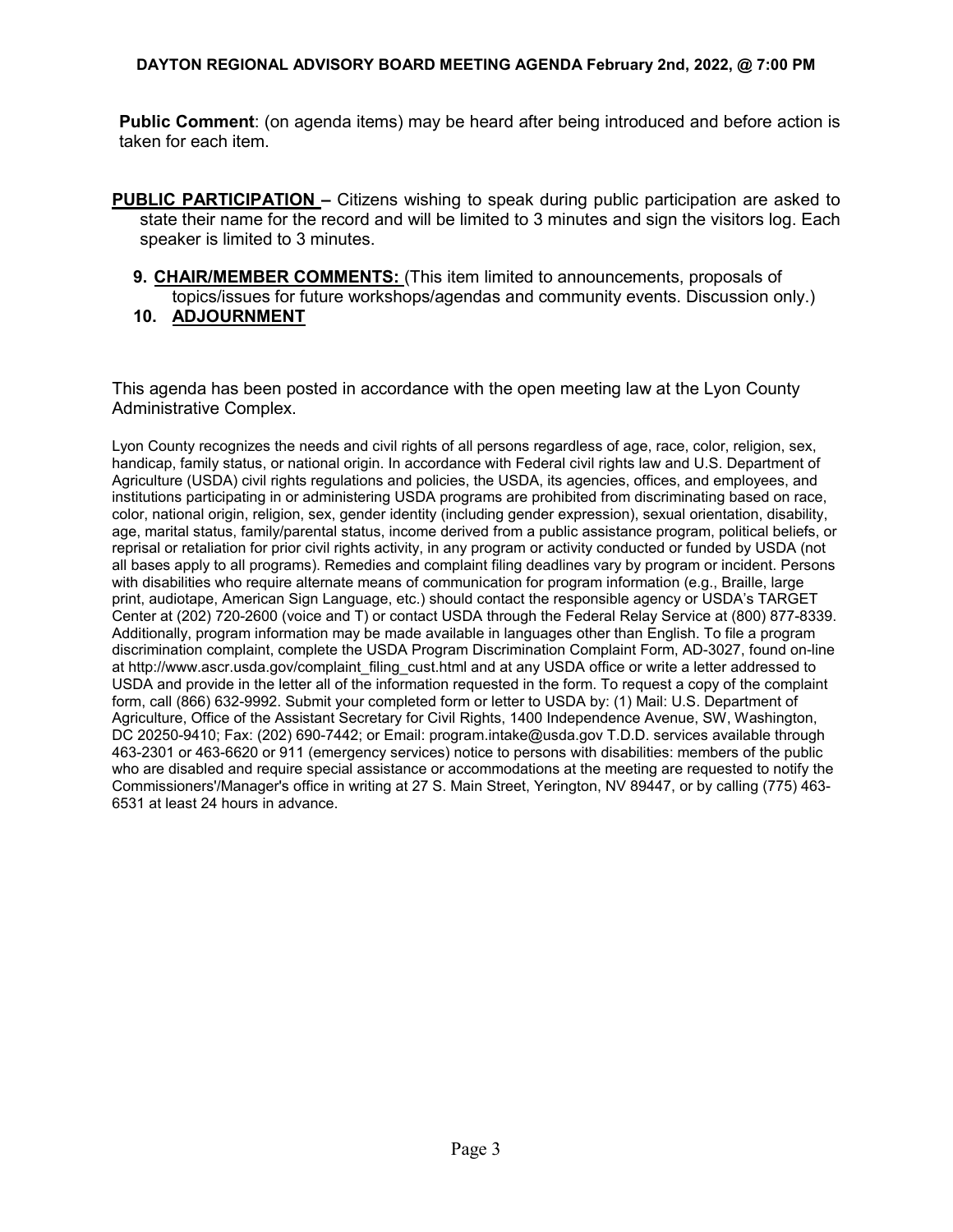**Public Comment**: (on agenda items) may be heard after being introduced and before action is taken for each item.

**PUBLIC PARTICIPATION** – Citizens wishing to speak during public participation are asked to state their name for the record and will be limited to 3 minutes and sign the visitors log. Each speaker is limited to 3 minutes.

9. **CHAIR/MEMBER COMMENTS:** (This item limited to announcements, proposals of topics/issues for future workshops/agendas and community events. Discussion only.)
10. **ADJOURNMENT**

This agenda has been posted in accordance with the open meeting law at the Lyon County Administrative Complex.

Lyon County recognizes the needs and civil rights of all persons regardless of age, race, color, religion, sex, handicap, family status, or national origin. In accordance with Federal civil rights law and U.S. Department of Agriculture (USDA) civil rights regulations and policies, the USDA, its agencies, offices, and employees, and institutions participating in or administering USDA programs are prohibited from discriminating based on race, color, national origin, religion, sex, gender identity (including gender expression), sexual orientation, disability, age, marital status, family/parental status, income derived from a public assistance program, political beliefs, or reprisal or retaliation for prior civil rights activity, in any program or activity conducted or funded by USDA (not all bases apply to all programs). Remedies and complaint filing deadlines vary by program or incident. Persons with disabilities who require alternate means of communication for program information (e.g., Braille, large print, audiotape, American Sign Language, etc.) should contact the responsible agency or USDA's TARGET Center at (202) 720-2600 (voice and T) or contact USDA through the Federal Relay Service at (800) 877-8339. Additionally, program information may be made available in languages other than English. To file a program discrimination complaint, complete the USDA Program Discrimination Complaint Form, AD-3027, found on-line at http://www.ascr.usda.gov/complaint_filing_cust.html and at any USDA office or write a letter addressed to USDA and provide in the letter all of the information requested in the form. To request a copy of the complaint form, call (866) 632-9992. Submit your completed form or letter to USDA by: (1) Mail: U.S. Department of Agriculture, Office of the Assistant Secretary for Civil Rights, 1400 Independence Avenue, SW, Washington, DC 20250-9410; Fax: (202) 690-7442; or Email: program.intake@usda.gov T.D.D. services available through 463-2301 or 463-6620 or 911 (emergency services) notice to persons with disabilities: members of the public who are disabled and require special assistance or accommodations at the meeting are requested to notify the Commissioners'/Manager's office in writing at 27 S. Main Street, Yerington, NV 89447, or by calling (775) 463-6531 at least 24 hours in advance.